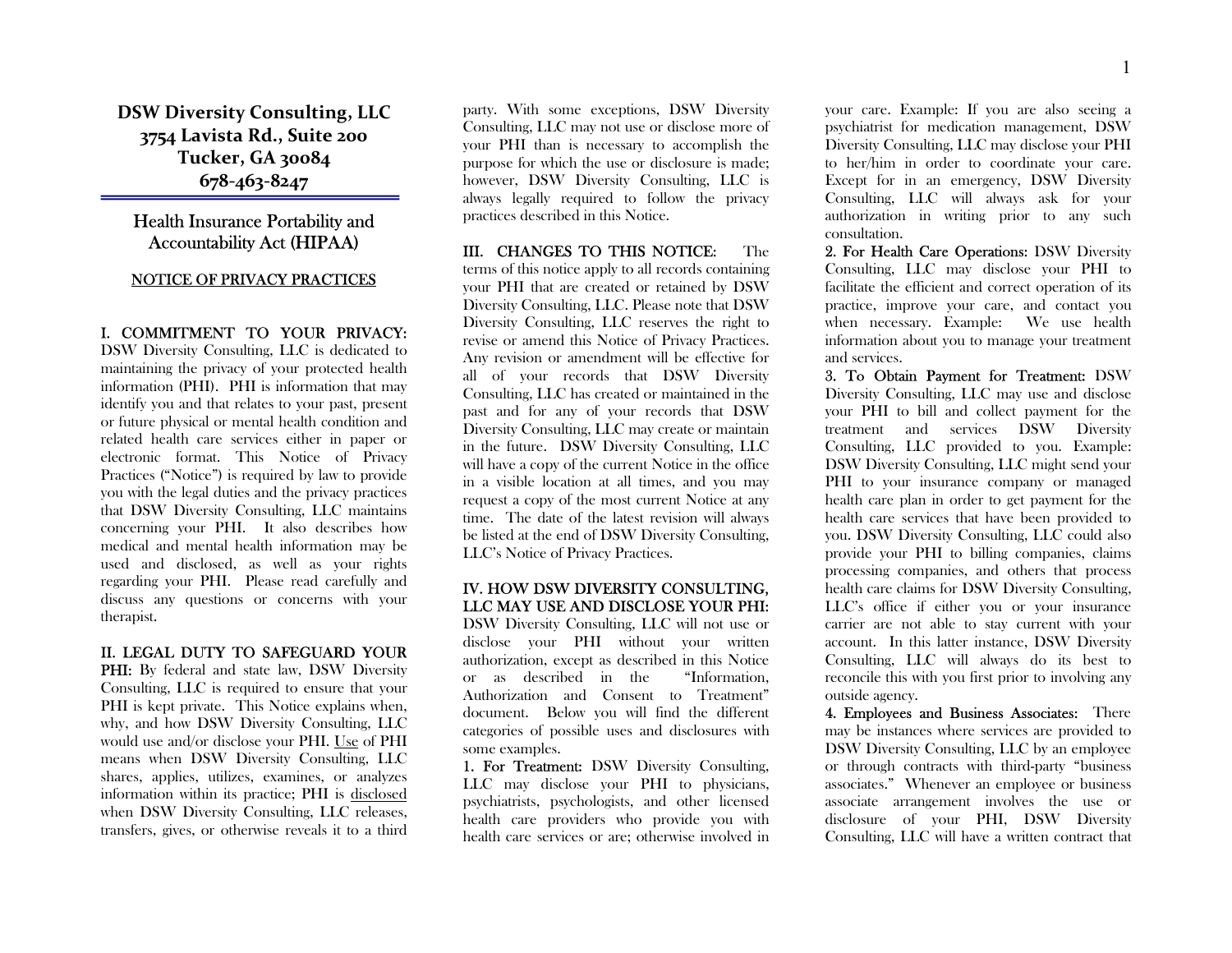**DSW Diversity Consulting, LLC**
**3754 Lavista Rd., Suite 200**
**Tucker, GA 30084**
**678-463-8247**

# Health Insurance Portability and Accountability Act (HIPAA)

## NOTICE OF PRIVACY PRACTICES

**I. COMMITMENT TO YOUR PRIVACY:** DSW Diversity Consulting, LLC is dedicated to maintaining the privacy of your protected health information (PHI). PHI is information that may identify you and that relates to your past, present or future physical or mental health condition and related health care services either in paper or electronic format. This Notice of Privacy Practices ("Notice") is required by law to provide you with the legal duties and the privacy practices that DSW Diversity Consulting, LLC maintains concerning your PHI. It also describes how medical and mental health information may be used and disclosed, as well as your rights regarding your PHI. Please read carefully and discuss any questions or concerns with your therapist.

**II. LEGAL DUTY TO SAFEGUARD YOUR PHI:** By federal and state law, DSW Diversity Consulting, LLC is required to ensure that your PHI is kept private. This Notice explains when, why, and how DSW Diversity Consulting, LLC would use and/or disclose your PHI. Use of PHI means when DSW Diversity Consulting, LLC shares, applies, utilizes, examines, or analyzes information within its practice; PHI is disclosed when DSW Diversity Consulting, LLC releases, transfers, gives, or otherwise reveals it to a third party. With some exceptions, DSW Diversity Consulting, LLC may not use or disclose more of your PHI than is necessary to accomplish the purpose for which the use or disclosure is made; however, DSW Diversity Consulting, LLC is always legally required to follow the privacy practices described in this Notice.

**III. CHANGES TO THIS NOTICE:** The terms of this notice apply to all records containing your PHI that are created or retained by DSW Diversity Consulting, LLC. Please note that DSW Diversity Consulting, LLC reserves the right to revise or amend this Notice of Privacy Practices. Any revision or amendment will be effective for all of your records that DSW Diversity Consulting, LLC has created or maintained in the past and for any of your records that DSW Diversity Consulting, LLC may create or maintain in the future. DSW Diversity Consulting, LLC will have a copy of the current Notice in the office in a visible location at all times, and you may request a copy of the most current Notice at any time. The date of the latest revision will always be listed at the end of DSW Diversity Consulting, LLC's Notice of Privacy Practices.

**IV. HOW DSW DIVERSITY CONSULTING, LLC MAY USE AND DISCLOSE YOUR PHI:** DSW Diversity Consulting, LLC will not use or disclose your PHI without your written authorization, except as described in this Notice or as described in the "Information, Authorization and Consent to Treatment" document. Below you will find the different categories of possible uses and disclosures with some examples.

1. **For Treatment:** DSW Diversity Consulting, LLC may disclose your PHI to physicians, psychiatrists, psychologists, and other licensed health care providers who provide you with health care services or are; otherwise involved in your care. Example: If you are also seeing a psychiatrist for medication management, DSW Diversity Consulting, LLC may disclose your PHI to her/him in order to coordinate your care. Except for in an emergency, DSW Diversity Consulting, LLC will always ask for your authorization in writing prior to any such consultation.

2. **For Health Care Operations:** DSW Diversity Consulting, LLC may disclose your PHI to facilitate the efficient and correct operation of its practice, improve your care, and contact you when necessary. Example: We use health information about you to manage your treatment and services.

3. **To Obtain Payment for Treatment:** DSW Diversity Consulting, LLC may use and disclose your PHI to bill and collect payment for the treatment and services DSW Diversity Consulting, LLC provided to you. Example: DSW Diversity Consulting, LLC might send your PHI to your insurance company or managed health care plan in order to get payment for the health care services that have been provided to you. DSW Diversity Consulting, LLC could also provide your PHI to billing companies, claims processing companies, and others that process health care claims for DSW Diversity Consulting, LLC's office if either you or your insurance carrier are not able to stay current with your account. In this latter instance, DSW Diversity Consulting, LLC will always do its best to reconcile this with you first prior to involving any outside agency.

4. **Employees and Business Associates:** There may be instances where services are provided to DSW Diversity Consulting, LLC by an employee or through contracts with third-party "business associates." Whenever an employee or business associate arrangement involves the use or disclosure of your PHI, DSW Diversity Consulting, LLC will have a written contract that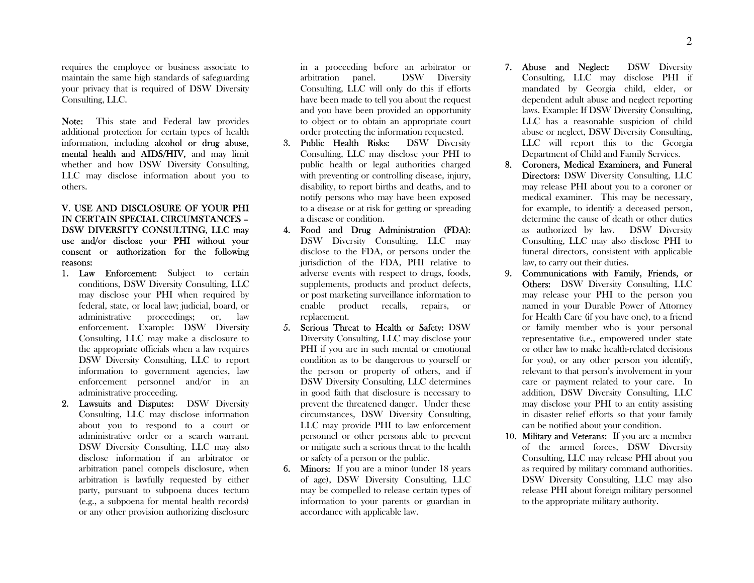requires the employee or business associate to maintain the same high standards of safeguarding your privacy that is required of DSW Diversity Consulting, LLC.

**Note:** This state and Federal law provides additional protection for certain types of health information, including **alcohol or drug abuse, mental health and AIDS/HIV,** and may limit whether and how DSW Diversity Consulting, LLC may disclose information about you to others.

## V. USE AND DISCLOSURE OF YOUR PHI IN CERTAIN SPECIAL CIRCUMSTANCES – DSW DIVERSITY CONSULTING, LLC may use and/or disclose your PHI without your consent or authorization for the following reasons:

1. **Law Enforcement:** Subject to certain conditions, DSW Diversity Consulting, LLC may disclose your PHI when required by federal, state, or local law; judicial, board, or administrative proceedings; or, law enforcement. Example: DSW Diversity Consulting, LLC may make a disclosure to the appropriate officials when a law requires DSW Diversity Consulting, LLC to report information to government agencies, law enforcement personnel and/or in an administrative proceeding.
2. **Lawsuits and Disputes:** DSW Diversity Consulting, LLC may disclose information about you to respond to a court or administrative order or a search warrant. DSW Diversity Consulting, LLC may also disclose information if an arbitrator or arbitration panel compels disclosure, when arbitration is lawfully requested by either party, pursuant to subpoena duces tectum (e.g., a subpoena for mental health records) or any other provision authorizing disclosure in a proceeding before an arbitrator or arbitration panel. DSW Diversity Consulting, LLC will only do this if efforts have been made to tell you about the request and you have been provided an opportunity to object or to obtain an appropriate court order protecting the information requested.
3. **Public Health Risks:** DSW Diversity Consulting, LLC may disclose your PHI to public health or legal authorities charged with preventing or controlling disease, injury, disability, to report births and deaths, and to notify persons who may have been exposed to a disease or at risk for getting or spreading a disease or condition.
4. **Food and Drug Administration (FDA):** DSW Diversity Consulting, LLC may disclose to the FDA, or persons under the jurisdiction of the FDA, PHI relative to adverse events with respect to drugs, foods, supplements, products and product defects, or post marketing surveillance information to enable product recalls, repairs, or replacement.
5. **Serious Threat to Health or Safety:** DSW Diversity Consulting, LLC may disclose your PHI if you are in such mental or emotional condition as to be dangerous to yourself or the person or property of others, and if DSW Diversity Consulting, LLC determines in good faith that disclosure is necessary to prevent the threatened danger. Under these circumstances, DSW Diversity Consulting, LLC may provide PHI to law enforcement personnel or other persons able to prevent or mitigate such a serious threat to the health or safety of a person or the public.
6. **Minors:** If you are a minor (under 18 years of age), DSW Diversity Consulting, LLC may be compelled to release certain types of information to your parents or guardian in accordance with applicable law.
7. **Abuse and Neglect:** DSW Diversity Consulting, LLC may disclose PHI if mandated by Georgia child, elder, or dependent adult abuse and neglect reporting laws. Example: If DSW Diversity Consulting, LLC has a reasonable suspicion of child abuse or neglect, DSW Diversity Consulting, LLC will report this to the Georgia Department of Child and Family Services.
8. **Coroners, Medical Examiners, and Funeral Directors:** DSW Diversity Consulting, LLC may release PHI about you to a coroner or medical examiner. This may be necessary, for example, to identify a deceased person, determine the cause of death or other duties as authorized by law. DSW Diversity Consulting, LLC may also disclose PHI to funeral directors, consistent with applicable law, to carry out their duties.
9. **Communications with Family, Friends, or Others:** DSW Diversity Consulting, LLC may release your PHI to the person you named in your Durable Power of Attorney for Health Care (if you have one), to a friend or family member who is your personal representative (i.e., empowered under state or other law to make health-related decisions for you), or any other person you identify, relevant to that person's involvement in your care or payment related to your care. In addition, DSW Diversity Consulting, LLC may disclose your PHI to an entity assisting in disaster relief efforts so that your family can be notified about your condition.
10. **Military and Veterans:** If you are a member of the armed forces, DSW Diversity Consulting, LLC may release PHI about you as required by military command authorities. DSW Diversity Consulting, LLC may also release PHI about foreign military personnel to the appropriate military authority.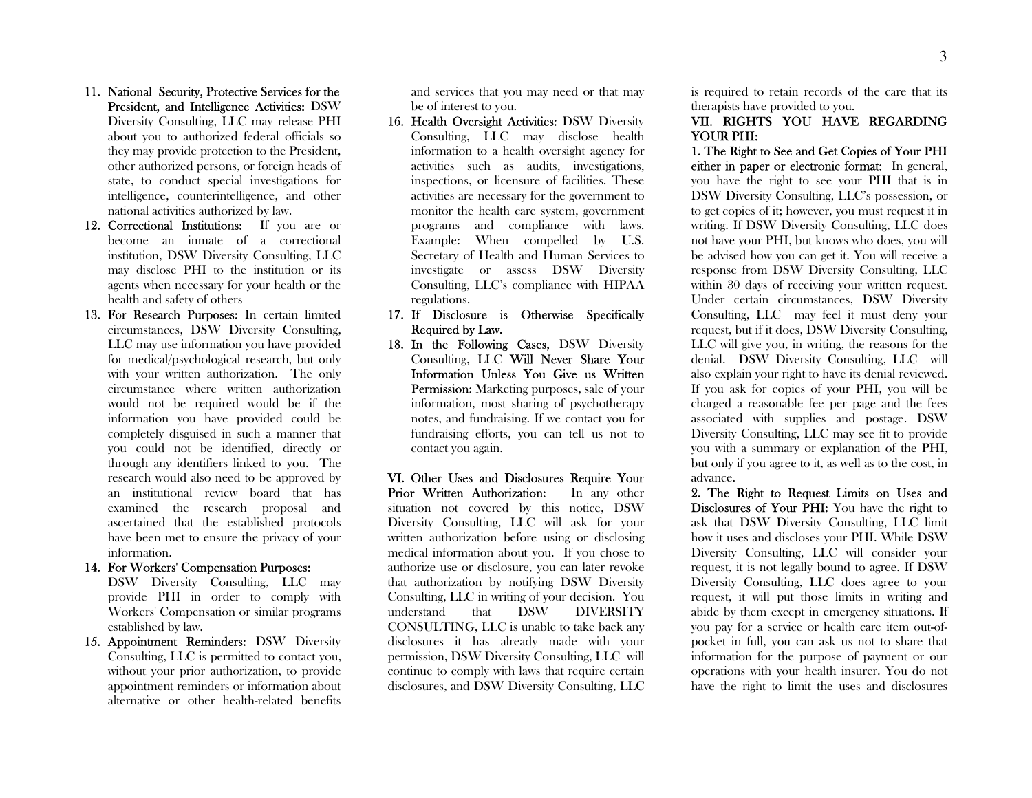11. **National Security, Protective Services for the President, and Intelligence Activities:** DSW Diversity Consulting, LLC may release PHI about you to authorized federal officials so they may provide protection to the President, other authorized persons, or foreign heads of state, to conduct special investigations for intelligence, counterintelligence, and other national activities authorized by law.
12. **Correctional Institutions:** If you are or become an inmate of a correctional institution, DSW Diversity Consulting, LLC may disclose PHI to the institution or its agents when necessary for your health or the health and safety of others
13. **For Research Purposes:** In certain limited circumstances, DSW Diversity Consulting, LLC may use information you have provided for medical/psychological research, but only with your written authorization. The only circumstance where written authorization would not be required would be if the information you have provided could be completely disguised in such a manner that you could not be identified, directly or through any identifiers linked to you. The research would also need to be approved by an institutional review board that has examined the research proposal and ascertained that the established protocols have been met to ensure the privacy of your information.
14. **For Workers' Compensation Purposes:** DSW Diversity Consulting, LLC may provide PHI in order to comply with Workers' Compensation or similar programs established by law.
15. **Appointment Reminders:** DSW Diversity Consulting, LLC is permitted to contact you, without your prior authorization, to provide appointment reminders or information about alternative or other health-related benefits and services that you may need or that may be of interest to you.
16. **Health Oversight Activities:** DSW Diversity Consulting, LLC may disclose health information to a health oversight agency for activities such as audits, investigations, inspections, or licensure of facilities. These activities are necessary for the government to monitor the health care system, government programs and compliance with laws. Example: When compelled by U.S. Secretary of Health and Human Services to investigate or assess DSW Diversity Consulting, LLC's compliance with HIPAA regulations.
17. **If Disclosure is Otherwise Specifically Required by Law.**
18. **In the Following Cases,** DSW Diversity Consulting, LLC **Will Never Share Your Information Unless You Give us Written Permission:** Marketing purposes, sale of your information, most sharing of psychotherapy notes, and fundraising. If we contact you for fundraising efforts, you can tell us not to contact you again.

**VI. Other Uses and Disclosures Require Your Prior Written Authorization:** In any other situation not covered by this notice, DSW Diversity Consulting, LLC will ask for your written authorization before using or disclosing medical information about you. If you chose to authorize use or disclosure, you can later revoke that authorization by notifying DSW Diversity Consulting, LLC in writing of your decision. You understand that DSW DIVERSITY CONSULTING, LLC is unable to take back any disclosures it has already made with your permission, DSW Diversity Consulting, LLC will continue to comply with laws that require certain disclosures, and DSW Diversity Consulting, LLC is required to retain records of the care that its therapists have provided to you.

**VII. RIGHTS YOU HAVE REGARDING YOUR PHI:**

**1. The Right to See and Get Copies of Your PHI either in paper or electronic format:** In general, you have the right to see your PHI that is in DSW Diversity Consulting, LLC's possession, or to get copies of it; however, you must request it in writing. If DSW Diversity Consulting, LLC does not have your PHI, but knows who does, you will be advised how you can get it. You will receive a response from DSW Diversity Consulting, LLC within 30 days of receiving your written request. Under certain circumstances, DSW Diversity Consulting, LLC may feel it must deny your request, but if it does, DSW Diversity Consulting, LLC will give you, in writing, the reasons for the denial. DSW Diversity Consulting, LLC will also explain your right to have its denial reviewed. If you ask for copies of your PHI, you will be charged a reasonable fee per page and the fees associated with supplies and postage. DSW Diversity Consulting, LLC may see fit to provide you with a summary or explanation of the PHI, but only if you agree to it, as well as to the cost, in advance.

**2. The Right to Request Limits on Uses and Disclosures of Your PHI:** You have the right to ask that DSW Diversity Consulting, LLC limit how it uses and discloses your PHI. While DSW Diversity Consulting, LLC will consider your request, it is not legally bound to agree. If DSW Diversity Consulting, LLC does agree to your request, it will put those limits in writing and abide by them except in emergency situations. If you pay for a service or health care item out-of-pocket in full, you can ask us not to share that information for the purpose of payment or our operations with your health insurer. You do not have the right to limit the uses and disclosures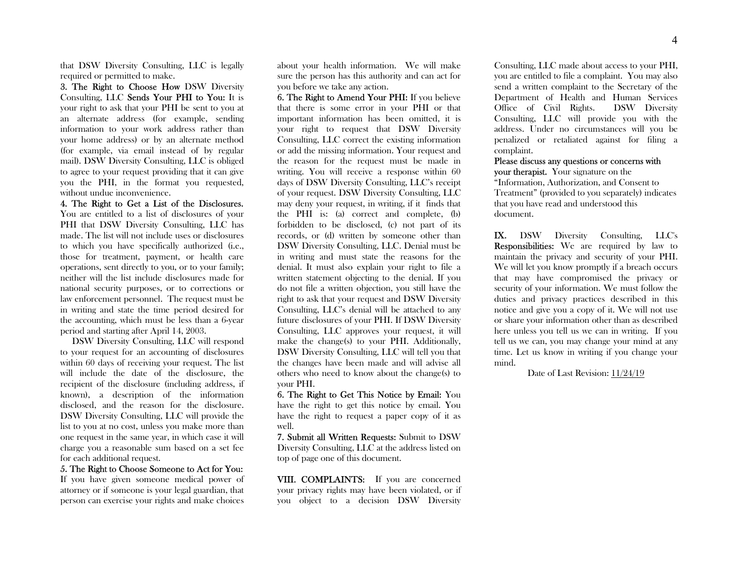that DSW Diversity Consulting, LLC is legally required or permitted to make.

**3. The Right to Choose How** DSW Diversity Consulting, LLC **Sends Your PHI to You:** It is your right to ask that your PHI be sent to you at an alternate address (for example, sending information to your work address rather than your home address) or by an alternate method (for example, via email instead of by regular mail). DSW Diversity Consulting, LLC is obliged to agree to your request providing that it can give you the PHI, in the format you requested, without undue inconvenience.

**4. The Right to Get a List of the Disclosures.** You are entitled to a list of disclosures of your PHI that DSW Diversity Consulting, LLC has made. The list will not include uses or disclosures to which you have specifically authorized (i.e., those for treatment, payment, or health care operations, sent directly to you, or to your family; neither will the list include disclosures made for national security purposes, or to corrections or law enforcement personnel. The request must be in writing and state the time period desired for the accounting, which must be less than a 6-year period and starting after April 14, 2003.

DSW Diversity Consulting, LLC will respond to your request for an accounting of disclosures within 60 days of receiving your request. The list will include the date of the disclosure, the recipient of the disclosure (including address, if known), a description of the information disclosed, and the reason for the disclosure. DSW Diversity Consulting, LLC will provide the list to you at no cost, unless you make more than one request in the same year, in which case it will charge you a reasonable sum based on a set fee for each additional request.

**5. The Right to Choose Someone to Act for You:** If you have given someone medical power of attorney or if someone is your legal guardian, that person can exercise your rights and make choices about your health information. We will make sure the person has this authority and can act for you before we take any action.

**6. The Right to Amend Your PHI:** If you believe that there is some error in your PHI or that important information has been omitted, it is your right to request that DSW Diversity Consulting, LLC correct the existing information or add the missing information. Your request and the reason for the request must be made in writing. You will receive a response within 60 days of DSW Diversity Consulting, LLC's receipt of your request. DSW Diversity Consulting, LLC may deny your request, in writing, if it finds that the PHI is: (a) correct and complete, (b) forbidden to be disclosed, (c) not part of its records, or (d) written by someone other than DSW Diversity Consulting, LLC. Denial must be in writing and must state the reasons for the denial. It must also explain your right to file a written statement objecting to the denial. If you do not file a written objection, you still have the right to ask that your request and DSW Diversity Consulting, LLC's denial will be attached to any future disclosures of your PHI. If DSW Diversity Consulting, LLC approves your request, it will make the change(s) to your PHI. Additionally, DSW Diversity Consulting, LLC will tell you that the changes have been made and will advise all others who need to know about the change(s) to your PHI.

**6. The Right to Get This Notice by Email:** You have the right to get this notice by email. You have the right to request a paper copy of it as well.

**7. Submit all Written Requests:** Submit to DSW Diversity Consulting, LLC at the address listed on top of page one of this document.

**VIII. COMPLAINTS:** If you are concerned your privacy rights may have been violated, or if you object to a decision DSW Diversity Consulting, LLC made about access to your PHI, you are entitled to file a complaint. You may also send a written complaint to the Secretary of the Department of Health and Human Services Office of Civil Rights. DSW Diversity Consulting, LLC will provide you with the address. Under no circumstances will you be penalized or retaliated against for filing a complaint.

**Please discuss any questions or concerns with your therapist.** Your signature on the "Information, Authorization, and Consent to Treatment" (provided to you separately) indicates that you have read and understood this document.

**IX.** DSW Diversity Consulting, LLC's **Responsibilities:** We are required by law to maintain the privacy and security of your PHI. We will let you know promptly if a breach occurs that may have compromised the privacy or security of your information. We must follow the duties and privacy practices described in this notice and give you a copy of it. We will not use or share your information other than as described here unless you tell us we can in writing. If you tell us we can, you may change your mind at any time. Let us know in writing if you change your mind.

Date of Last Revision: 11/24/19